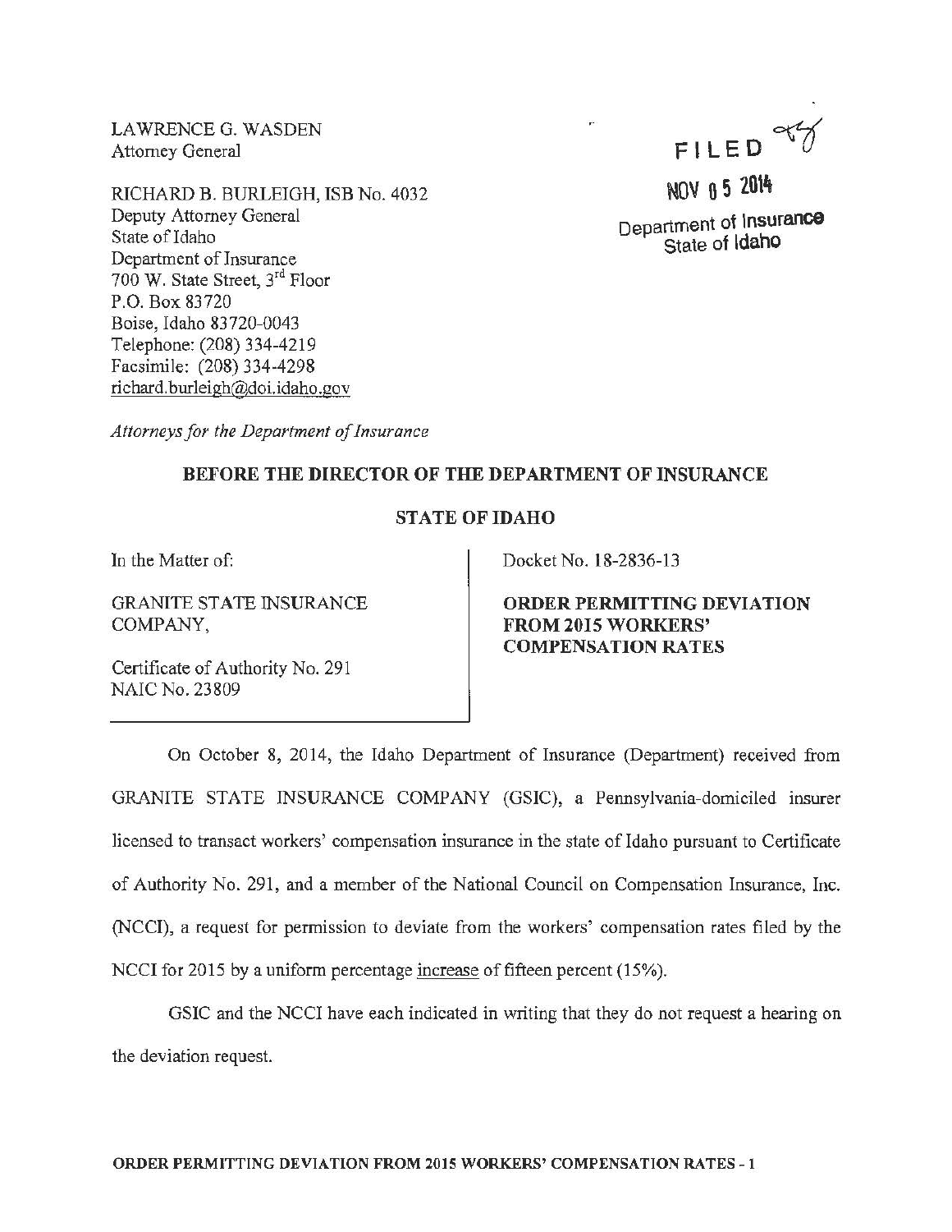LAWRENCE G. WASDEN
Attorney General

RICHARD B. BURLEIGH, ISB No. 4032
Deputy Attorney General
State of Idaho
Department of Insurance
700 W. State Street, 3rd Floor
P.O. Box 83720
Boise, Idaho 83720-0043
Telephone: (208) 334-4219
Facsimile: (208) 334-4298
richard.burleigh@doi.idaho.gov

*Attorneys for the Department of Insurance*

FILED

NOV 05 2014

Department of Insurance
State of Idaho

**BEFORE THE DIRECTOR OF THE DEPARTMENT OF INSURANCE**

**STATE OF IDAHO**

In the Matter of:

GRANITE STATE INSURANCE COMPANY,

Certificate of Authority No. 291
NAIC No. 23809

Docket No. 18-2836-13

**ORDER PERMITTING DEVIATION FROM 2015 WORKERS' COMPENSATION RATES**

On October 8, 2014, the Idaho Department of Insurance (Department) received from GRANITE STATE INSURANCE COMPANY (GSIC), a Pennsylvania-domiciled insurer licensed to transact workers' compensation insurance in the state of Idaho pursuant to Certificate of Authority No. 291, and a member of the National Council on Compensation Insurance, Inc. (NCCI), a request for permission to deviate from the workers' compensation rates filed by the NCCI for 2015 by a uniform percentage increase of fifteen percent (15%).

GSIC and the NCCI have each indicated in writing that they do not request a hearing on the deviation request.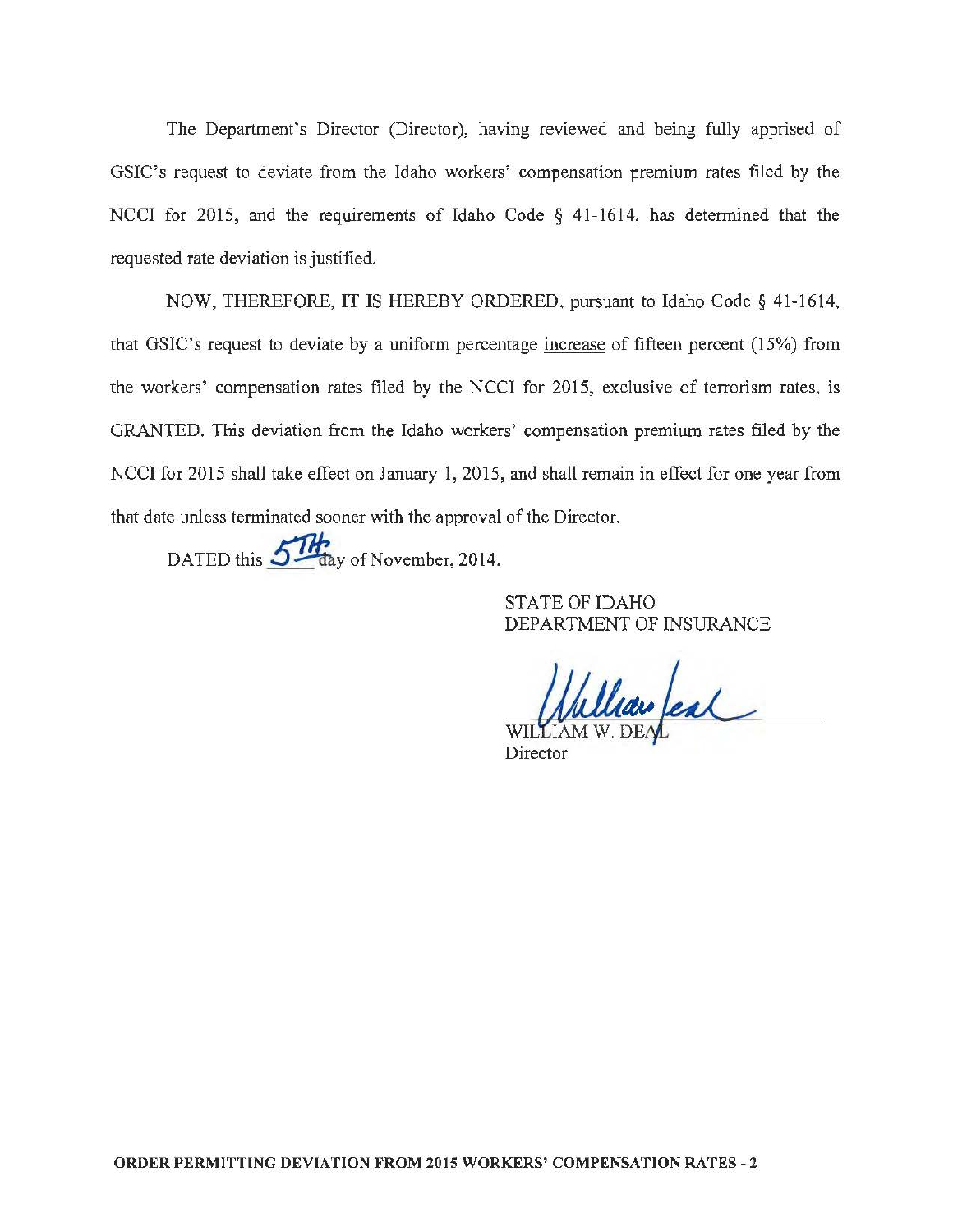The Department's Director (Director), having reviewed and being fully apprised of GSIC's request to deviate from the Idaho workers' compensation premium rates filed by the NCCI for 2015, and the requirements of Idaho Code § 41-1614, has determined that the requested rate deviation is justified.

NOW, THEREFORE, IT IS HEREBY ORDERED, pursuant to Idaho Code § 41-1614, that GSIC's request to deviate by a uniform percentage increase of fifteen percent (15%) from the workers' compensation rates filed by the NCCI for 2015, exclusive of terrorism rates, is GRANTED. This deviation from the Idaho workers' compensation premium rates filed by the NCCI for 2015 shall take effect on January 1, 2015, and shall remain in effect for one year from that date unless terminated sooner with the approval of the Director.

DATED this 5TH day of November, 2014.

STATE OF IDAHO
DEPARTMENT OF INSURANCE

William Deal

WILLIAM W. DEAL
Director

**ORDER PERMITTING DEVIATION FROM 2015 WORKERS' COMPENSATION RATES - 2**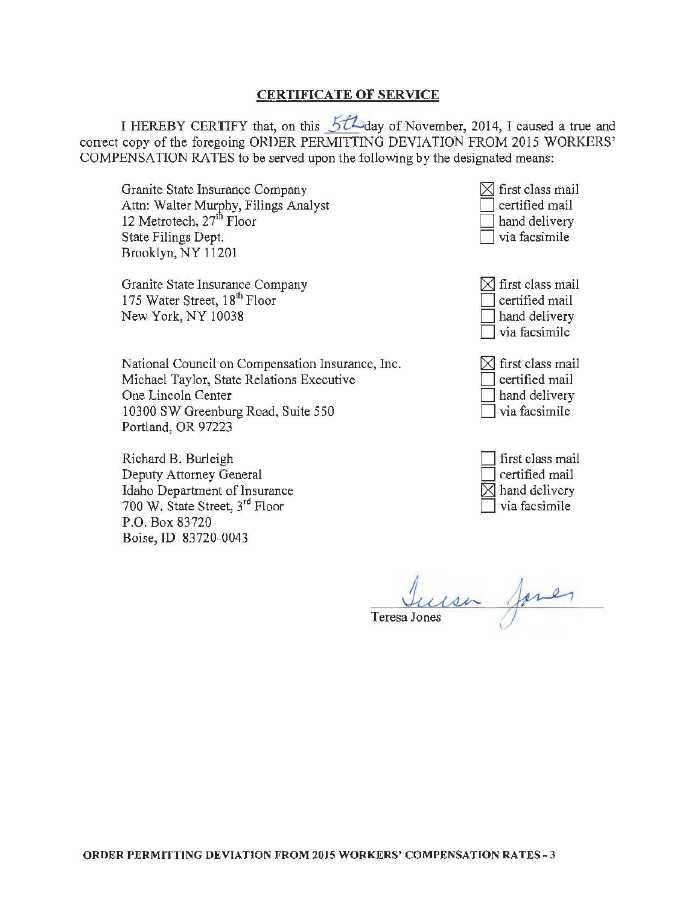## CERTIFICATE OF SERVICE

I HEREBY CERTIFY that, on this 5th day of November, 2014, I caused a true and correct copy of the foregoing ORDER PERMITTING DEVIATION FROM 2015 WORKERS' COMPENSATION RATES to be served upon the following by the designated means:

| | |
|---|---|
| Granite State Insurance Company<br>Attn: Walter Murphy, Filings Analyst<br>12 Metrotech, 27th Floor<br>State Filings Dept.<br>Brooklyn, NY 11201 | ☒ first class mail<br>☐ certified mail<br>☐ hand delivery<br>☐ via facsimile |
| Granite State Insurance Company<br>175 Water Street, 18th Floor<br>New York, NY 10038 | ☒ first class mail<br>☐ certified mail<br>☐ hand delivery<br>☐ via facsimile |
| National Council on Compensation Insurance, Inc.<br>Michael Taylor, State Relations Executive<br>One Lincoln Center<br>10300 SW Greenburg Road, Suite 550<br>Portland, OR 97223 | ☒ first class mail<br>☐ certified mail<br>☐ hand delivery<br>☐ via facsimile |
| Richard B. Burleigh<br>Deputy Attorney General<br>Idaho Department of Insurance<br>700 W. State Street, 3rd Floor<br>P.O. Box 83720<br>Boise, ID 83720-0043 | ☐ first class mail<br>☐ certified mail<br>☒ hand delivery<br>☐ via facsimile |

Teresa Jones